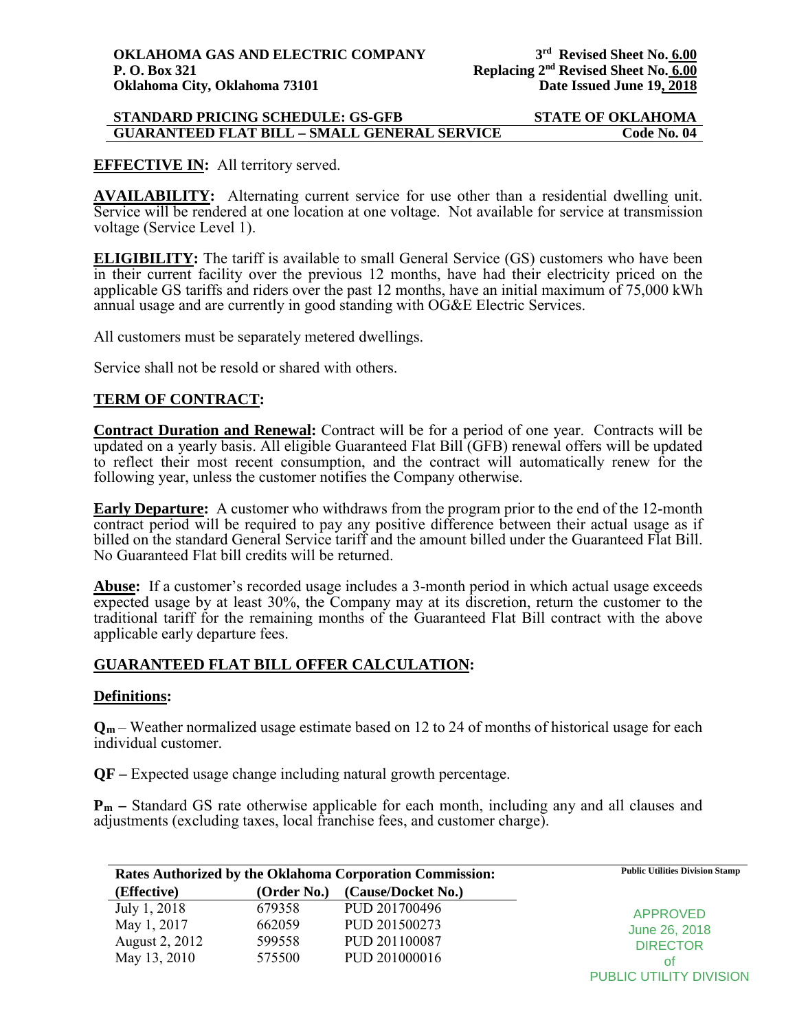**OKLAHOMA GAS AND ELECTRIC COMPANY**
**P. O. Box 321**
**Oklahoma City, Oklahoma 73101**

**3rd Revised Sheet No. 6.00**
**Replacing 2nd Revised Sheet No. 6.00**
**Date Issued June 19, 2018**

**STANDARD PRICING SCHEDULE: GS-GFB** — **STATE OF OKLAHOMA**
**GUARANTEED FLAT BILL – SMALL GENERAL SERVICE** — **Code No. 04**

**EFFECTIVE IN:** All territory served.

**AVAILABILITY:** Alternating current service for use other than a residential dwelling unit. Service will be rendered at one location at one voltage. Not available for service at transmission voltage (Service Level 1).

**ELIGIBILITY:** The tariff is available to small General Service (GS) customers who have been in their current facility over the previous 12 months, have had their electricity priced on the applicable GS tariffs and riders over the past 12 months, have an initial maximum of 75,000 kWh annual usage and are currently in good standing with OG&E Electric Services.

All customers must be separately metered dwellings.

Service shall not be resold or shared with others.

## TERM OF CONTRACT:

**Contract Duration and Renewal:** Contract will be for a period of one year. Contracts will be updated on a yearly basis. All eligible Guaranteed Flat Bill (GFB) renewal offers will be updated to reflect their most recent consumption, and the contract will automatically renew for the following year, unless the customer notifies the Company otherwise.

**Early Departure:** A customer who withdraws from the program prior to the end of the 12-month contract period will be required to pay any positive difference between their actual usage as if billed on the standard General Service tariff and the amount billed under the Guaranteed Flat Bill. No Guaranteed Flat bill credits will be returned.

**Abuse:** If a customer's recorded usage includes a 3-month period in which actual usage exceeds expected usage by at least 30%, the Company may at its discretion, return the customer to the traditional tariff for the remaining months of the Guaranteed Flat Bill contract with the above applicable early departure fees.

## GUARANTEED FLAT BILL OFFER CALCULATION:

### Definitions:

**$Q_m$** – Weather normalized usage estimate based on 12 to 24 of months of historical usage for each individual customer.

**QF –** Expected usage change including natural growth percentage.

**$P_m$ –** Standard GS rate otherwise applicable for each month, including any and all clauses and adjustments (excluding taxes, local franchise fees, and customer charge).

**Rates Authorized by the Oklahoma Corporation Commission:**

| (Effective) | (Order No.) | (Cause/Docket No.) |
|---|---|---|
| July 1, 2018 | 679358 | PUD 201700496 |
| May 1, 2017 | 662059 | PUD 201500273 |
| August 2, 2012 | 599558 | PUD 201100087 |
| May 13, 2010 | 575500 | PUD 201000016 |

Public Utilities Division Stamp

APPROVED
June 26, 2018
DIRECTOR
of
PUBLIC UTILITY DIVISION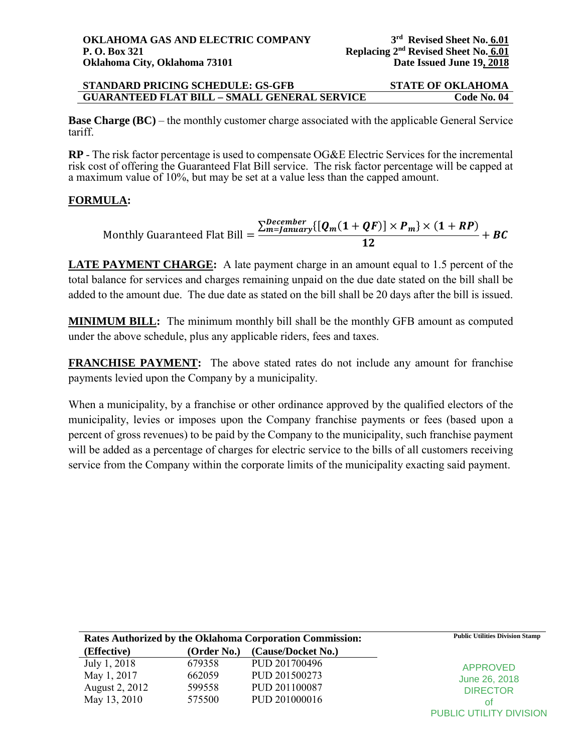**OKLAHOMA GAS AND ELECTRIC COMPANY**
**P. O. Box 321**
**Oklahoma City, Oklahoma 73101**

**3rd Revised Sheet No. 6.01**
**Replacing 2nd Revised Sheet No. 6.01**
**Date Issued June 19, 2018**

**STANDARD PRICING SCHEDULE: GS-GFB** — **STATE OF OKLAHOMA**
**GUARANTEED FLAT BILL – SMALL GENERAL SERVICE** — **Code No. 04**

**Base Charge (BC)** – the monthly customer charge associated with the applicable General Service tariff.

**RP** - The risk factor percentage is used to compensate OG&E Electric Services for the incremental risk cost of offering the Guaranteed Flat Bill service. The risk factor percentage will be capped at a maximum value of 10%, but may be set at a value less than the capped amount.

## FORMULA:

$$\text{Monthly Guaranteed Flat Bill} = \frac{\sum_{m=January}^{December}\{[\boldsymbol{Q_m}(\mathbf{1}+\boldsymbol{QF})]\times \boldsymbol{P_m}\}\times(\mathbf{1}+\boldsymbol{RP})}{\mathbf{12}} + \boldsymbol{BC}$$

**LATE PAYMENT CHARGE:** A late payment charge in an amount equal to 1.5 percent of the total balance for services and charges remaining unpaid on the due date stated on the bill shall be added to the amount due. The due date as stated on the bill shall be 20 days after the bill is issued.

**MINIMUM BILL:** The minimum monthly bill shall be the monthly GFB amount as computed under the above schedule, plus any applicable riders, fees and taxes.

**FRANCHISE PAYMENT:** The above stated rates do not include any amount for franchise payments levied upon the Company by a municipality.

When a municipality, by a franchise or other ordinance approved by the qualified electors of the municipality, levies or imposes upon the Company franchise payments or fees (based upon a percent of gross revenues) to be paid by the Company to the municipality, such franchise payment will be added as a percentage of charges for electric service to the bills of all customers receiving service from the Company within the corporate limits of the municipality exacting said payment.

**Rates Authorized by the Oklahoma Corporation Commission:**

| (Effective) | (Order No.) | (Cause/Docket No.) |
|---|---|---|
| July 1, 2018 | 679358 | PUD 201700496 |
| May 1, 2017 | 662059 | PUD 201500273 |
| August 2, 2012 | 599558 | PUD 201100087 |
| May 13, 2010 | 575500 | PUD 201000016 |

**Public Utilities Division Stamp**

APPROVED
June 26, 2018
DIRECTOR
of
PUBLIC UTILITY DIVISION